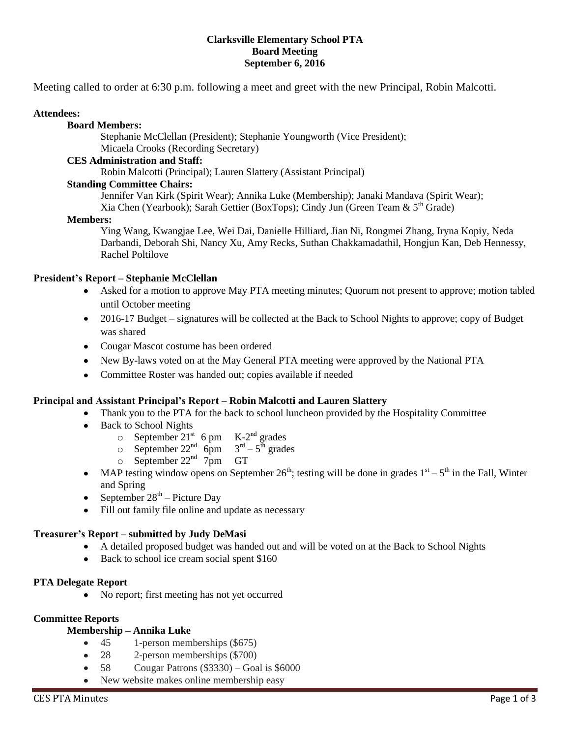**Clarksville Elementary School PTA**
**Board Meeting**
**September 6, 2016**

Meeting called to order at 6:30 p.m. following a meet and greet with the new Principal, Robin Malcotti.

**Attendees:**

**Board Members:**

Stephanie McClellan (President); Stephanie Youngworth (Vice President);
Micaela Crooks (Recording Secretary)

**CES Administration and Staff:**

Robin Malcotti (Principal); Lauren Slattery (Assistant Principal)

**Standing Committee Chairs:**

Jennifer Van Kirk (Spirit Wear); Annika Luke (Membership); Janaki Mandava (Spirit Wear);
Xia Chen (Yearbook); Sarah Gettier (BoxTops); Cindy Jun (Green Team & 5th Grade)

**Members:**

Ying Wang, Kwangjae Lee, Wei Dai, Danielle Hilliard, Jian Ni, Rongmei Zhang, Iryna Kopiy, Neda Darbandi, Deborah Shi, Nancy Xu, Amy Recks, Suthan Chakkamadathil, Hongjun Kan, Deb Hennessy, Rachel Poltilove

**President's Report – Stephanie McClellan**

- Asked for a motion to approve May PTA meeting minutes; Quorum not present to approve; motion tabled until October meeting
- 2016-17 Budget – signatures will be collected at the Back to School Nights to approve; copy of Budget was shared
- Cougar Mascot costume has been ordered
- New By-laws voted on at the May General PTA meeting were approved by the National PTA
- Committee Roster was handed out; copies available if needed

**Principal and Assistant Principal's Report – Robin Malcotti and Lauren Slattery**

- Thank you to the PTA for the back to school luncheon provided by the Hospitality Committee
- Back to School Nights
  - September 21st 6 pm K-2nd grades
  - September 22nd 6pm 3rd – 5th grades
  - September 22nd 7pm GT
- MAP testing window opens on September 26th; testing will be done in grades 1st – 5th in the Fall, Winter and Spring
- September 28th – Picture Day
- Fill out family file online and update as necessary

**Treasurer's Report – submitted by Judy DeMasi**

- A detailed proposed budget was handed out and will be voted on at the Back to School Nights
- Back to school ice cream social spent $160

**PTA Delegate Report**

- No report; first meeting has not yet occurred

**Committee Reports**

**Membership – Annika Luke**

- 45 1-person memberships ($675)
- 28 2-person memberships ($700)
- 58 Cougar Patrons ($3330) – Goal is $6000
- New website makes online membership easy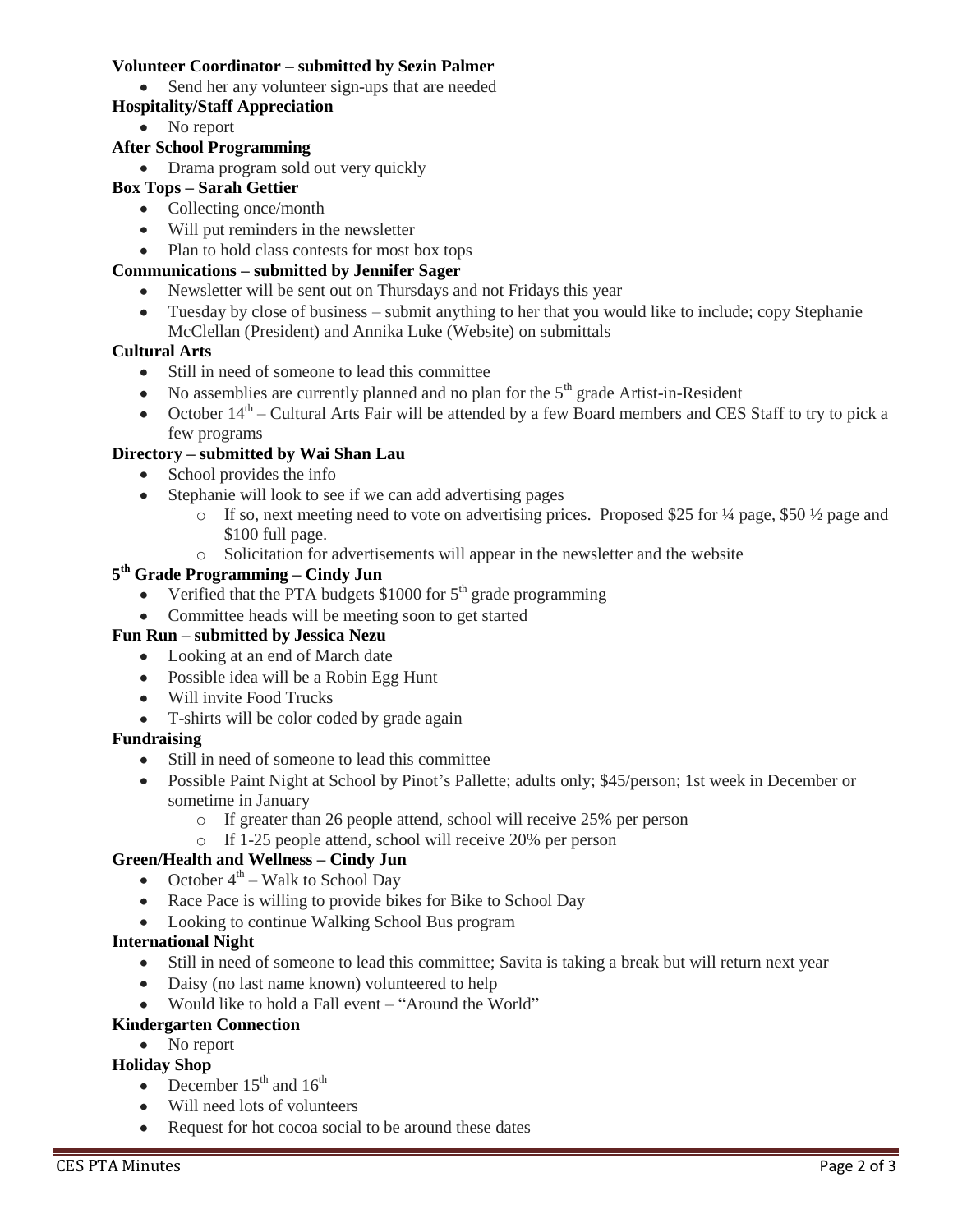**Volunteer Coordinator – submitted by Sezin Palmer**

- Send her any volunteer sign-ups that are needed

**Hospitality/Staff Appreciation**

- No report

**After School Programming**

- Drama program sold out very quickly

**Box Tops – Sarah Gettier**

- Collecting once/month
- Will put reminders in the newsletter
- Plan to hold class contests for most box tops

**Communications – submitted by Jennifer Sager**

- Newsletter will be sent out on Thursdays and not Fridays this year
- Tuesday by close of business – submit anything to her that you would like to include; copy Stephanie McClellan (President) and Annika Luke (Website) on submittals

**Cultural Arts**

- Still in need of someone to lead this committee
- No assemblies are currently planned and no plan for the 5th grade Artist-in-Resident
- October 14th – Cultural Arts Fair will be attended by a few Board members and CES Staff to try to pick a few programs

**Directory – submitted by Wai Shan Lau**

- School provides the info
- Stephanie will look to see if we can add advertising pages
  - If so, next meeting need to vote on advertising prices. Proposed $25 for ¼ page, $50 ½ page and $100 full page.
  - Solicitation for advertisements will appear in the newsletter and the website

**5th Grade Programming – Cindy Jun**

- Verified that the PTA budgets $1000 for 5th grade programming
- Committee heads will be meeting soon to get started

**Fun Run – submitted by Jessica Nezu**

- Looking at an end of March date
- Possible idea will be a Robin Egg Hunt
- Will invite Food Trucks
- T-shirts will be color coded by grade again

**Fundraising**

- Still in need of someone to lead this committee
- Possible Paint Night at School by Pinot's Pallette; adults only; $45/person; 1st week in December or sometime in January
  - If greater than 26 people attend, school will receive 25% per person
  - If 1-25 people attend, school will receive 20% per person

**Green/Health and Wellness – Cindy Jun**

- October 4th – Walk to School Day
- Race Pace is willing to provide bikes for Bike to School Day
- Looking to continue Walking School Bus program

**International Night**

- Still in need of someone to lead this committee; Savita is taking a break but will return next year
- Daisy (no last name known) volunteered to help
- Would like to hold a Fall event – "Around the World"

**Kindergarten Connection**

- No report

**Holiday Shop**

- December 15th and 16th
- Will need lots of volunteers
- Request for hot cocoa social to be around these dates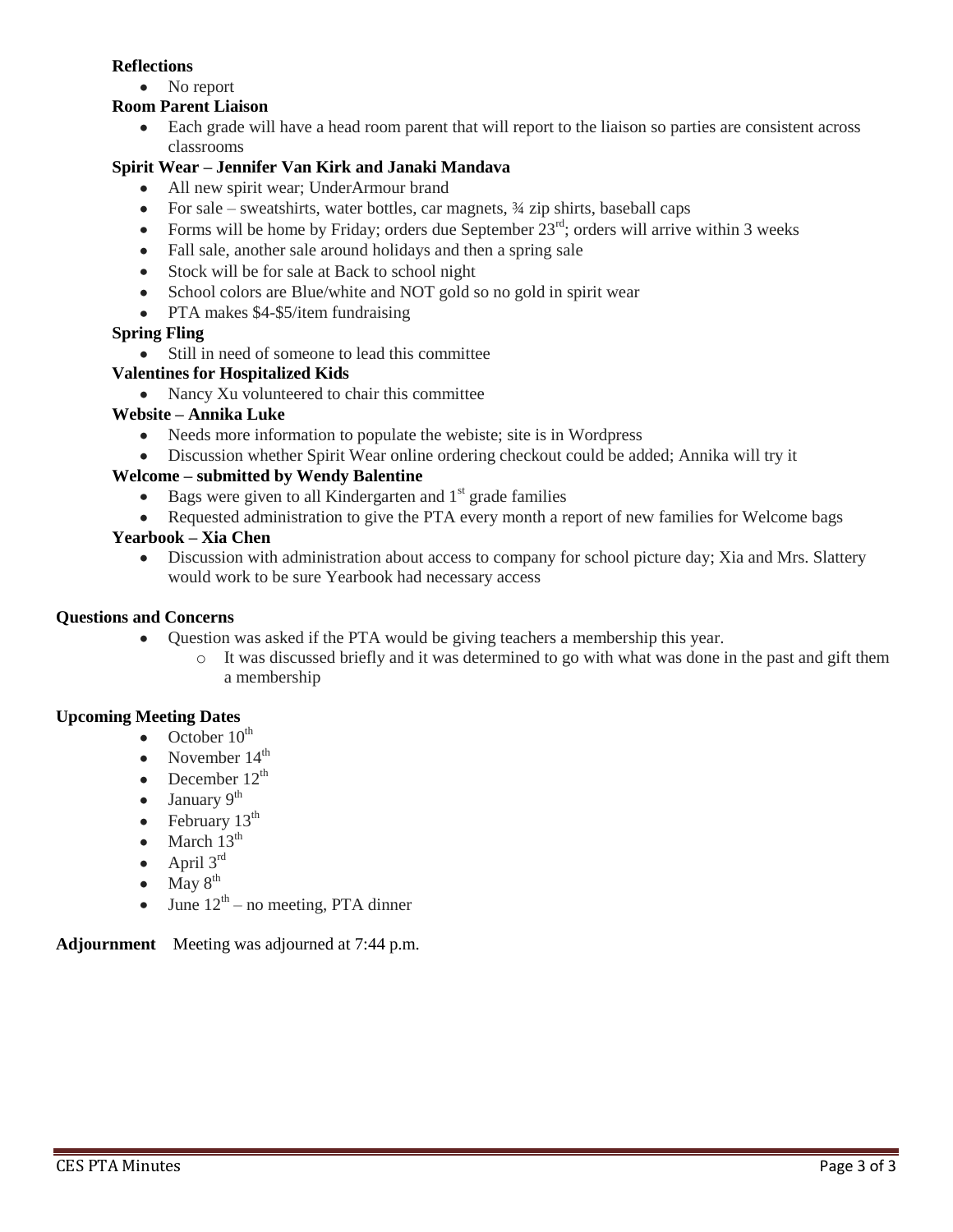**Reflections**

- No report

**Room Parent Liaison**

- Each grade will have a head room parent that will report to the liaison so parties are consistent across classrooms

**Spirit Wear – Jennifer Van Kirk and Janaki Mandava**

- All new spirit wear; UnderArmour brand
- For sale – sweatshirts, water bottles, car magnets, ¾ zip shirts, baseball caps
- Forms will be home by Friday; orders due September 23rd; orders will arrive within 3 weeks
- Fall sale, another sale around holidays and then a spring sale
- Stock will be for sale at Back to school night
- School colors are Blue/white and NOT gold so no gold in spirit wear
- PTA makes $4-$5/item fundraising

**Spring Fling**

- Still in need of someone to lead this committee

**Valentines for Hospitalized Kids**

- Nancy Xu volunteered to chair this committee

**Website – Annika Luke**

- Needs more information to populate the webiste; site is in Wordpress
- Discussion whether Spirit Wear online ordering checkout could be added; Annika will try it

**Welcome – submitted by Wendy Balentine**

- Bags were given to all Kindergarten and 1st grade families
- Requested administration to give the PTA every month a report of new families for Welcome bags

**Yearbook – Xia Chen**

- Discussion with administration about access to company for school picture day; Xia and Mrs. Slattery would work to be sure Yearbook had necessary access

**Questions and Concerns**

- Question was asked if the PTA would be giving teachers a membership this year.
  - It was discussed briefly and it was determined to go with what was done in the past and gift them a membership

**Upcoming Meeting Dates**

- October 10th
- November 14th
- December 12th
- January 9th
- February 13th
- March 13th
- April 3rd
- May 8th
- June 12th – no meeting, PTA dinner

**Adjournment** Meeting was adjourned at 7:44 p.m.